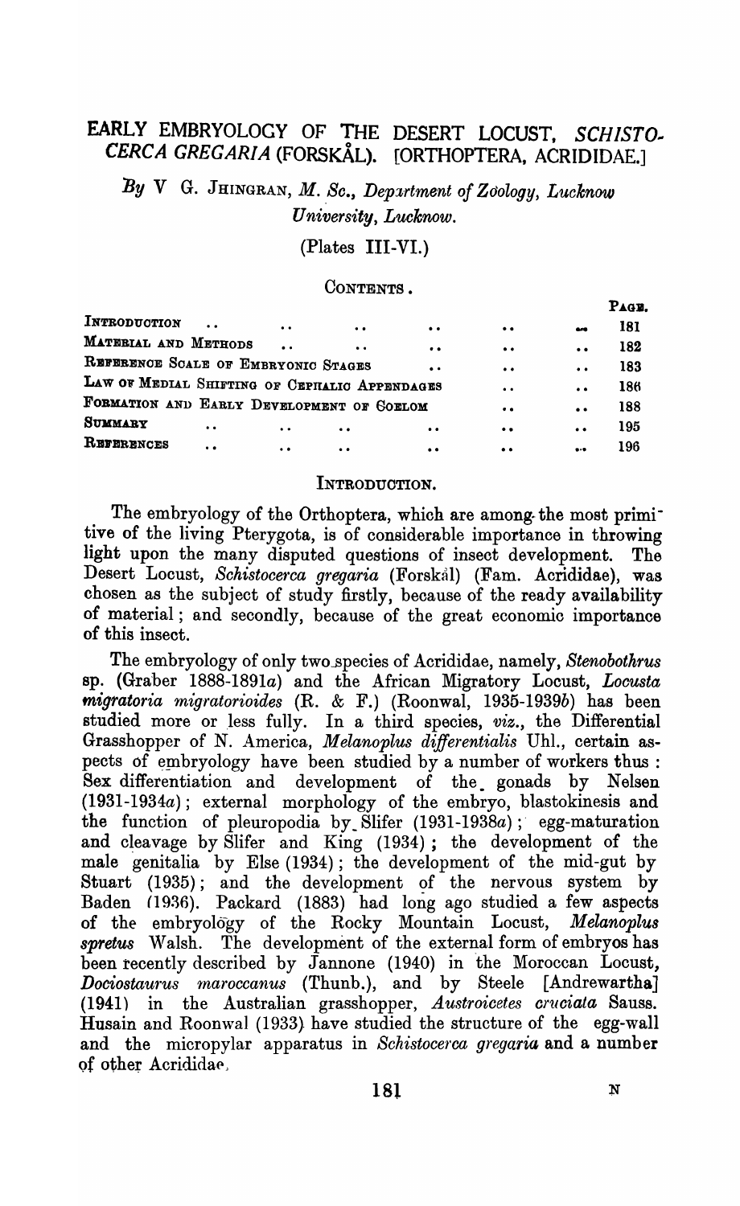# EARLY EMBRYOLOGY OF THE DESERT LOCUST, *SCHISTOCERCA GREGARIA* (FORSKÅL). [ORTHOPTERA, ACRIDIDAE.]

*By* V G. JHINGRAN, *M. Sc., Department of Zoology, Lucknow University, Lucknow.*

(Plates III-VI.)

CONTENTS.

| | PAGE. |
|---|---|
| INTRODUCTION | 181 |
| MATERIAL AND METHODS | 182 |
| REFERENCE SCALE OF EMBRYONIC STAGES | 183 |
| LAW OF MEDIAL SHIFTING OF CEPHALIC APPENDAGES | 186 |
| FORMATION AND EARLY DEVELOPMENT OF COELOM | 188 |
| SUMMARY | 195 |
| REFERENCES | 196 |

## INTRODUCTION.

The embryology of the Orthoptera, which are among the most primitive of the living Pterygota, is of considerable importance in throwing light upon the many disputed questions of insect development. The Desert Locust, *Schistocerca gregaria* (Forskål) (Fam. Acrididae), was chosen as the subject of study firstly, because of the ready availability of material; and secondly, because of the great economic importance of this insect.

The embryology of only two species of Acrididae, namely, *Stenobothrus* sp. (Graber 1888-1891*a*) and the African Migratory Locust, *Locusta migratoria migratorioides* (R. & F.) (Roonwal, 1935-1939*b*) has been studied more or less fully. In a third species, *viz.*, the Differential Grasshopper of N. America, *Melanoplus differentialis* Uhl., certain aspects of embryology have been studied by a number of workers thus: Sex differentiation and development of the gonads by Nelsen (1931-1934*a*); external morphology of the embryo, blastokinesis and the function of pleuropodia by Slifer (1931-1938*a*); egg-maturation and cleavage by Slifer and King (1934); the development of the male genitalia by Else (1934); the development of the mid-gut by Stuart (1935); and the development of the nervous system by Baden (1936). Packard (1883) had long ago studied a few aspects of the embryology of the Rocky Mountain Locust, *Melanoplus spretus* Walsh. The development of the external form of embryos has been recently described by Jannone (1940) in the Moroccan Locust, *Dociostaurus maroccanus* (Thunb.), and by Steele [Andrewartha] (1941) in the Australian grasshopper, *Austroicetes cruciata* Sauss. Husain and Roonwal (1933) have studied the structure of the egg-wall and the micropylar apparatus in *Schistocerca gregaria* and a number of other Acrididae.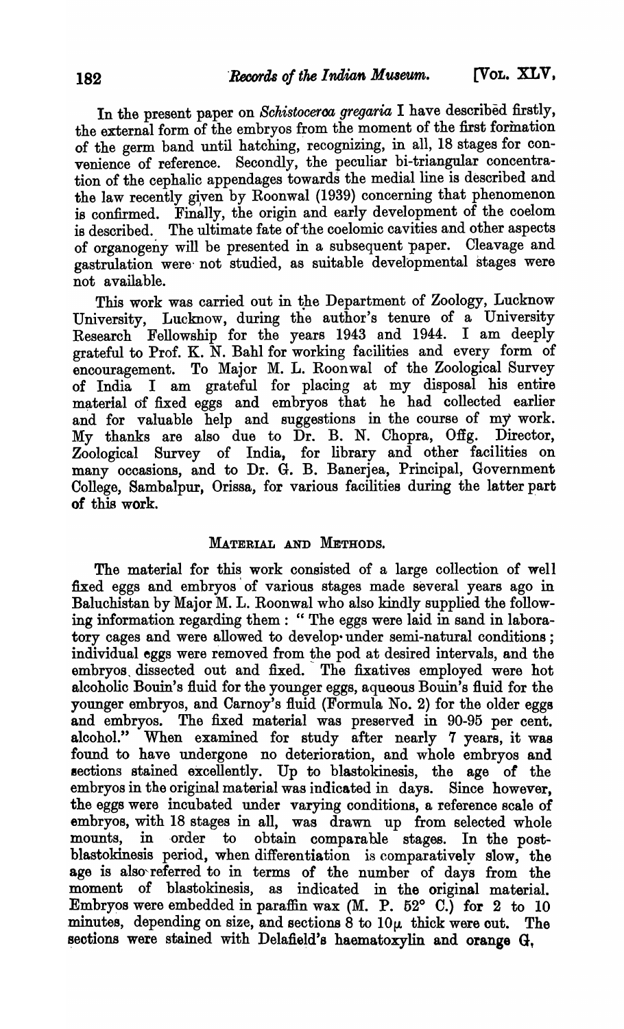In the present paper on *Schistocerca gregaria* I have described firstly, the external form of the embryos from the moment of the first formation of the germ band until hatching, recognizing, in all, 18 stages for convenience of reference. Secondly, the peculiar bi-triangular concentration of the cephalic appendages towards the medial line is described and the law recently given by Roonwal (1939) concerning that phenomenon is confirmed. Finally, the origin and early development of the coelom is described. The ultimate fate of the coelomic cavities and other aspects of organogeny will be presented in a subsequent paper. Cleavage and gastrulation were not studied, as suitable developmental stages were not available.

This work was carried out in the Department of Zoology, Lucknow University, Lucknow, during the author's tenure of a University Research Fellowship for the years 1943 and 1944. I am deeply grateful to Prof. K. N. Bahl for working facilities and every form of encouragement. To Major M. L. Roonwal of the Zoological Survey of India I am grateful for placing at my disposal his entire material of fixed eggs and embryos that he had collected earlier and for valuable help and suggestions in the course of my work. My thanks are also due to Dr. B. N. Chopra, Offg. Director, Zoological Survey of India, for library and other facilities on many occasions, and to Dr. G. B. Banerjea, Principal, Government College, Sambalpur, Orissa, for various facilities during the latter part of this work.

## MATERIAL AND METHODS.

The material for this work consisted of a large collection of well fixed eggs and embryos of various stages made several years ago in Baluchistan by Major M. L. Roonwal who also kindly supplied the following information regarding them : " The eggs were laid in sand in laboratory cages and were allowed to develop under semi-natural conditions ; individual eggs were removed from the pod at desired intervals, and the embryos dissected out and fixed. The fixatives employed were hot alcoholic Bouin's fluid for the younger eggs, aqueous Bouin's fluid for the younger embryos, and Carnoy's fluid (Formula No. 2) for the older eggs and embryos. The fixed material was preserved in 90-95 per cent. alcohol." When examined for study after nearly 7 years, it was found to have undergone no deterioration, and whole embryos and sections stained excellently. Up to blastokinesis, the age of the embryos in the original material was indicated in days. Since however, the eggs were incubated under varying conditions, a reference scale of embryos, with 18 stages in all, was drawn up from selected whole mounts, in order to obtain comparable stages. In the post-blastokinesis period, when differentiation is comparatively slow, the age is also referred to in terms of the number of days from the moment of blastokinesis, as indicated in the original material. Embryos were embedded in paraffin wax (M. P. 52° C.) for 2 to 10 minutes, depending on size, and sections 8 to 10$\mu$ thick were cut. The sections were stained with Delafield's haematoxylin and orange G,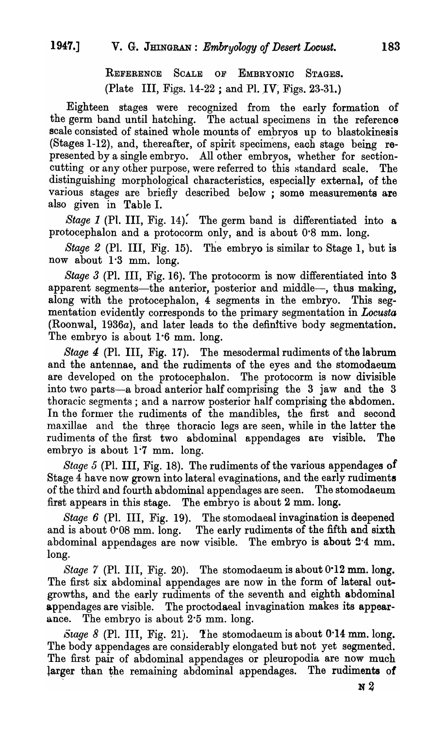## REFERENCE SCALE OF EMBRYONIC STAGES.

(Plate III, Figs. 14-22; and Pl. IV, Figs. 23-31.)

Eighteen stages were recognized from the early formation of the germ band until hatching. The actual specimens in the reference scale consisted of stained whole mounts of embryos up to blastokinesis (Stages 1-12), and, thereafter, of spirit specimens, each stage being represented by a single embryo. All other embryos, whether for section-cutting or any other purpose, were referred to this standard scale. The distinguishing morphological characteristics, especially external, of the various stages are briefly described below; some measurements are also given in Table I.

*Stage 1* (Pl. III, Fig. 14). The germ band is differentiated into a protocephalon and a protocorm only, and is about 0·8 mm. long.

*Stage 2* (Pl. III, Fig. 15). The embryo is similar to Stage 1, but is now about 1·3 mm. long.

*Stage 3* (Pl. III, Fig. 16). The protocorm is now differentiated into 3 apparent segments—the anterior, posterior and middle—, thus making, along with the protocephalon, 4 segments in the embryo. This segmentation evidently corresponds to the primary segmentation in *Locusta* (Roonwal, 1936*a*), and later leads to the definitive body segmentation. The embryo is about 1·6 mm. long.

*Stage 4* (Pl. III, Fig. 17). The mesodermal rudiments of the labrum and the antennae, and the rudiments of the eyes and the stomodaeum are developed on the protocephalon. The protocorm is now divisible into two parts—a broad anterior half comprising the 3 jaw and the 3 thoracic segments; and a narrow posterior half comprising the abdomen. In the former the rudiments of the mandibles, the first and second maxillae and the three thoracic legs are seen, while in the latter the rudiments of the first two abdominal appendages are visible. The embryo is about 1·7 mm. long.

*Stage 5* (Pl. III, Fig. 18). The rudiments of the various appendages of Stage 4 have now grown into lateral evaginations, and the early rudiments of the third and fourth abdominal appendages are seen. The stomodaeum first appears in this stage. The embryo is about 2 mm. long.

*Stage 6* (Pl. III, Fig. 19). The stomodaeal invagination is deepened and is about 0·08 mm. long. The early rudiments of the fifth and sixth abdominal appendages are now visible. The embryo is about 2·4 mm. long.

*Stage 7* (Pl. III, Fig. 20). The stomodaeum is about 0·12 mm. long. The first six abdominal appendages are now in the form of lateral outgrowths, and the early rudiments of the seventh and eighth abdominal appendages are visible. The proctodaeal invagination makes its appearance. The embryo is about 2·5 mm. long.

*Stage 8* (Pl. III, Fig. 21). The stomodaeum is about 0·14 mm. long. The body appendages are considerably elongated but not yet segmented. The first pair of abdominal appendages or pleuropodia are now much larger than the remaining abdominal appendages. The rudiments of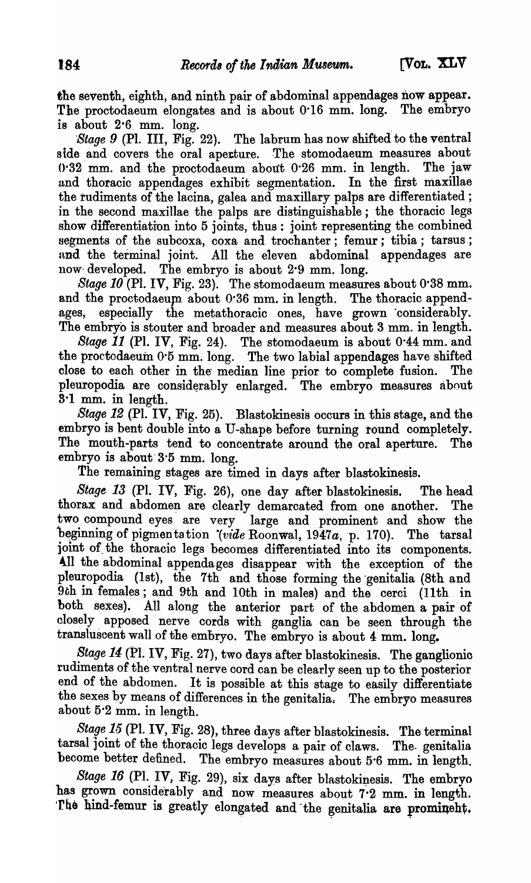the seventh, eighth, and ninth pair of abdominal appendages now appear. The proctodaeum elongates and is about 0·16 mm. long. The embryo is about 2·6 mm. long.

*Stage 9* (Pl. III, Fig. 22). The labrum has now shifted to the ventral side and covers the oral aperture. The stomodaeum measures about 0·32 mm. and the proctodaeum about 0·26 mm. in length. The jaw and thoracic appendages exhibit segmentation. In the first maxillae the rudiments of the lacina, galea and maxillary palps are differentiated; in the second maxillae the palps are distinguishable; the thoracic legs show differentiation into 5 joints, thus: joint representing the combined segments of the subcoxa, coxa and trochanter; femur; tibia; tarsus; and the terminal joint. All the eleven abdominal appendages are now developed. The embryo is about 2·9 mm. long.

*Stage 10* (Pl. IV, Fig. 23). The stomodaeum measures about 0·38 mm. and the proctodaeum about 0·36 mm. in length. The thoracic appendages, especially the metathoracic ones, have grown considerably. The embryo is stouter and broader and measures about 3 mm. in length.

*Stage 11* (Pl. IV, Fig. 24). The stomodaeum is about 0·44 mm. and the proctodaeum 0·5 mm. long. The two labial appendages have shifted close to each other in the median line prior to complete fusion. The pleuropodia are considerably enlarged. The embryo measures about 3·1 mm. in length.

*Stage 12* (Pl. IV, Fig. 25). Blastokinesis occurs in this stage, and the embryo is bent double into a U-shape before turning round completely. The mouth-parts tend to concentrate around the oral aperture. The embryo is about 3·5 mm. long.

The remaining stages are timed in days after blastokinesis.

*Stage 13* (Pl. IV, Fig. 26), one day after blastokinesis. The head thorax and abdomen are clearly demarcated from one another. The two compound eyes are very large and prominent and show the beginning of pigmentation (*vide* Roonwal, 1947*a*, p. 170). The tarsal joint of the thoracic legs becomes differentiated into its components. All the abdominal appendages disappear with the exception of the pleuropodia (1st), the 7th and those forming the genitalia (8th and 9th in females; and 9th and 10th in males) and the cerci (11th in both sexes). All along the anterior part of the abdomen a pair of closely apposed nerve cords with ganglia can be seen through the transluscent wall of the embryo. The embryo is about 4 mm. long.

*Stage 14* (Pl. IV, Fig. 27), two days after blastokinesis. The ganglionic rudiments of the ventral nerve cord can be clearly seen up to the posterior end of the abdomen. It is possible at this stage to easily differentiate the sexes by means of differences in the genitalia. The embryo measures about 5·2 mm. in length.

*Stage 15* (Pl. IV, Fig. 28), three days after blastokinesis. The terminal tarsal joint of the thoracic legs develops a pair of claws. The genitalia become better defined. The embryo measures about 5·6 mm. in length.

*Stage 16* (Pl. IV, Fig. 29), six days after blastokinesis. The embryo has grown considerably and now measures about 7·2 mm. in length. The hind-femur is greatly elongated and the genitalia are prominent.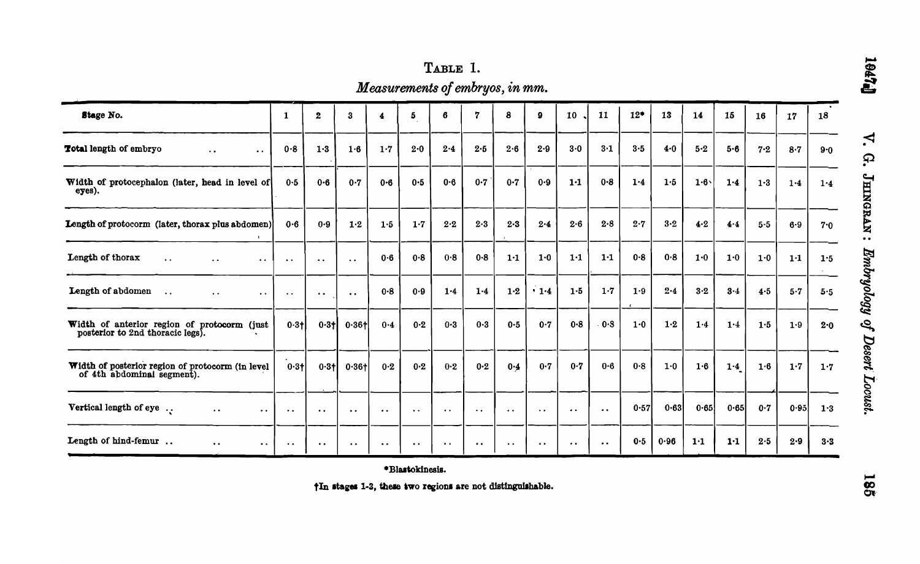TABLE 1.

*Measurements of embryos, in mm.*

| Stage No. | 1 | 2 | 3 | 4 | 5 | 6 | 7 | 8 | 9 | 10 | 11 | 12* | 13 | 14 | 15 | 16 | 17 | 18 |
|---|---|---|---|---|---|---|---|---|---|---|---|---|---|---|---|---|---|---|
| Total length of embryo .. .. | 0·8 | 1·3 | 1·6 | 1·7 | 2·0 | 2·4 | 2·5 | 2·6 | 2·9 | 3·0 | 3·1 | 3·5 | 4·0 | 5·2 | 5·6 | 7·2 | 8·7 | 9·0 |
| Width of protocephalon (later, head in level of eyes). | 0·5 | 0·6 | 0·7 | 0·6 | 0·5 | 0·6 | 0·7 | 0·7 | 0·9 | 1·1 | 0·8 | 1·4 | 1·5 | 1·6 | 1·4 | 1·3 | 1·4 | 1·4 |
| Length of protocorm (later, thorax plus abdomen) | 0·6 | 0·9 | 1·2 | 1·5 | 1·7 | 2·2 | 2·3 | 2·3 | 2·4 | 2·6 | 2·8 | 2·7 | 3·2 | 4·2 | 4·4 | 5·5 | 6·9 | 7·0 |
| Length of thorax .. .. .. | .. | .. | .. | 0·6 | 0·8 | 0·8 | 0·8 | 1·1 | 1·0 | 1·1 | 1·1 | 0·8 | 0·8 | 1·0 | 1·0 | 1·0 | 1·1 | 1·5 |
| Length of abdomen .. .. .. | .. | .. | .. | 0·8 | 0·9 | 1·4 | 1·4 | 1·2 | 1·4 | 1·5 | 1·7 | 1·9 | 2·4 | 3·2 | 3·4 | 4·5 | 5·7 | 5·5 |
| Width of anterior region of protocorm (just posterior to 2nd thoracic legs). | 0·3† | 0·3† | 0·36† | 0·4 | 0·2 | 0·3 | 0·3 | 0·5 | 0·7 | 0·8 | 0·8 | 1·0 | 1·2 | 1·4 | 1·4 | 1·5 | 1·9 | 2·0 |
| Width of posterior region of protocorm (in level of 4th abdominal segment). | 0·3† | 0·3† | 0·36† | 0·2 | 0·2 | 0·2 | 0·2 | 0·4 | 0·7 | 0·7 | 0·6 | 0·8 | 1·0 | 1·6 | 1·4 | 1·6 | 1·7 | 1·7 |
| Vertical length of eye .. .. .. | .. | .. | .. | .. | .. | .. | .. | .. | .. | .. | .. | 0·57 | 0·63 | 0·65 | 0·65 | 0·7 | 0·95 | 1·3 |
| Length of hind-femur .. .. .. | .. | .. | .. | .. | .. | .. | .. | .. | .. | .. | .. | 0·5 | 0·96 | 1·1 | 1·1 | 2·5 | 2·9 | 3·3 |

*Blastokinesis.

†In stages 1-3, these two regions are not distinguishable.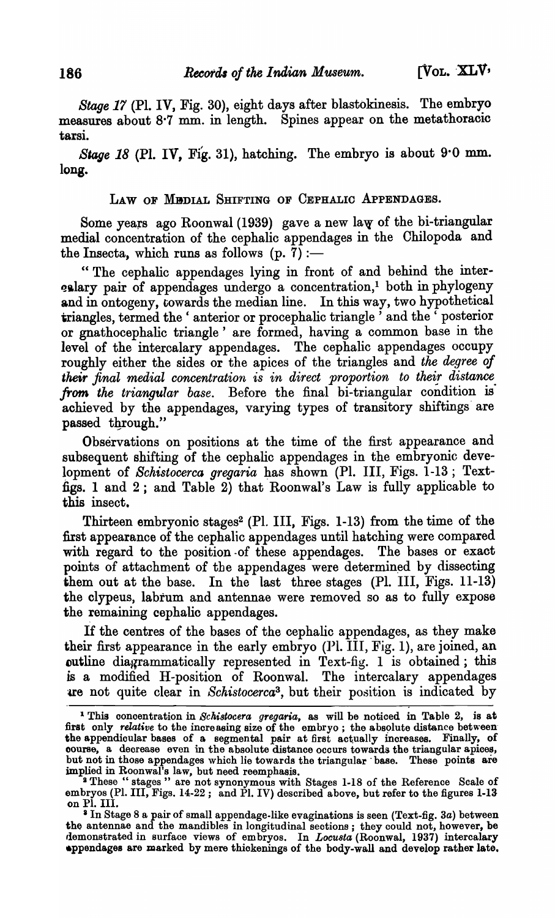*Stage 17* (Pl. IV, Fig. 30), eight days after blastokinesis. The embryo measures about 8·7 mm. in length. Spines appear on the metathoracic tarsi.

*Stage 18* (Pl. IV, Fig. 31), hatching. The embryo is about 9·0 mm. long.

## LAW OF MEDIAL SHIFTING OF CEPHALIC APPENDAGES.

Some years ago Roonwal (1939) gave a new law of the bi-triangular medial concentration of the cephalic appendages in the Chilopoda and the Insecta, which runs as follows (p. 7):—

"The cephalic appendages lying in front of and behind the intercalary pair of appendages undergo a concentration,[1] both in phylogeny and in ontogeny, towards the median line. In this way, two hypothetical triangles, termed the 'anterior or procephalic triangle' and the 'posterior or gnathocephalic triangle' are formed, having a common base in the level of the intercalary appendages. The cephalic appendages occupy roughly either the sides or the apices of the triangles and *the degree of their final medial concentration is in direct proportion to their distance from the triangular base.* Before the final bi-triangular condition is achieved by the appendages, varying types of transitory shiftings are passed through."

Observations on positions at the time of the first appearance and subsequent shifting of the cephalic appendages in the embryonic development of *Schistocerca gregaria* has shown (Pl. III, Figs. 1-13; Text-figs. 1 and 2; and Table 2) that Roonwal's Law is fully applicable to this insect.

Thirteen embryonic stages[2] (Pl. III, Figs. 1-13) from the time of the first appearance of the cephalic appendages until hatching were compared with regard to the position of these appendages. The bases or exact points of attachment of the appendages were determined by dissecting them out at the base. In the last three stages (Pl. III, Figs. 11-13) the clypeus, labrum and antennae were removed so as to fully expose the remaining cephalic appendages.

If the centres of the bases of the cephalic appendages, as they make their first appearance in the early embryo (Pl. III, Fig. 1), are joined, an outline diagrammatically represented in Text-fig. 1 is obtained; this is a modified H-position of Roonwal. The intercalary appendages are not quite clear in *Schistocerca*[3], but their position is indicated by

[1] This concentration in *Schistocera gregaria*, as will be noticed in Table 2, is at first only *relative* to the increasing size of the embryo; the absolute distance between the appendicular bases of a segmental pair at first actually increases. Finally, of course, a decrease even in the absolute distance occurs towards the triangular apices, but not in those appendages which lie towards the triangular base. These points are implied in Roonwal's law, but need reemphasis.

[2] These "stages" are not synonymous with Stages 1-18 of the Reference Scale of embryos (Pl. III, Figs. 14-22; and Pl. IV) described above, but refer to the figures 1-13 on Pl. III.

[3] In Stage 8 a pair of small appendage-like evaginations is seen (Text-fig. 3a) between the antennae and the mandibles in longitudinal sections; they could not, however, be demonstrated in surface views of embryos. In *Locusta* (Roonwal, 1937) intercalary appendages are marked by mere thickenings of the body-wall and develop rather late.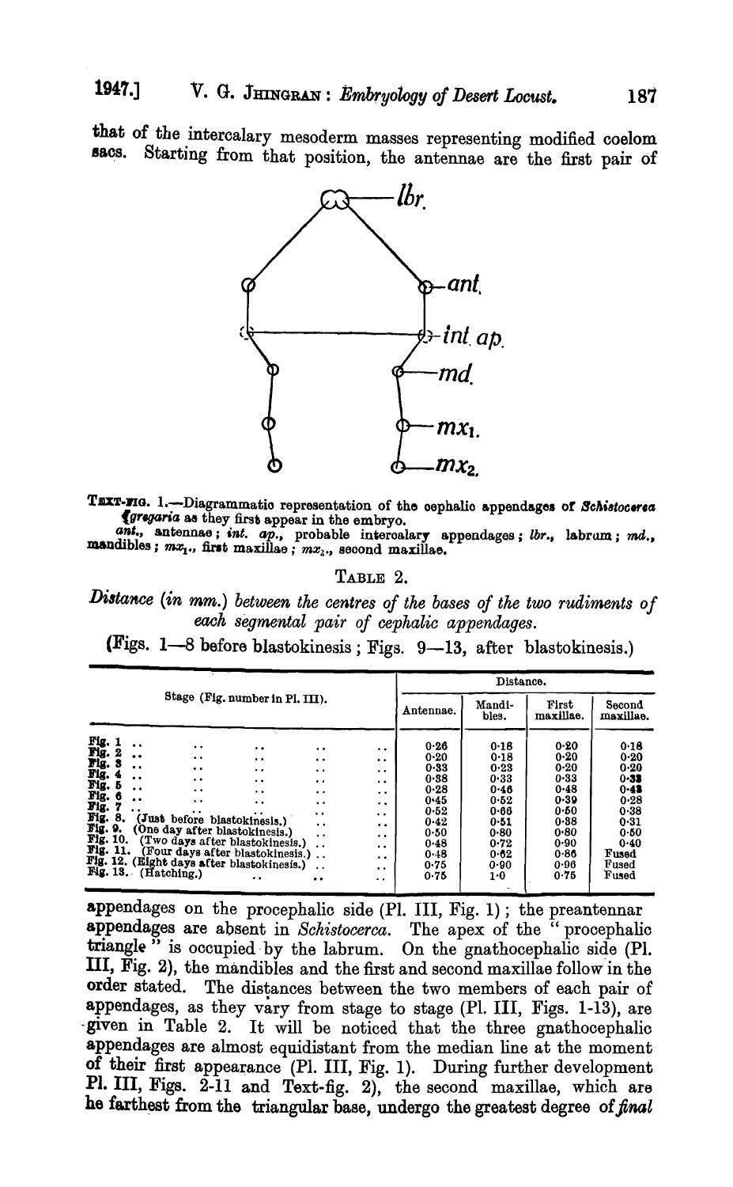that of the intercalary mesoderm masses representing modified coelom sacs. Starting from that position, the antennae are the first pair of

TEXT-FIG. 1.—Diagrammatic representation of the cephalic appendages of *Schistocerca gregaria* as they first appear in the embryo.

*ant.*, antennae; *int. ap.*, probable intercalary appendages; *lbr.*, labrum; *md.*, mandibles; $mx_1$., first maxillae; $mx_2$., second maxillae.

TABLE 2.

*Distance (in mm.) between the centres of the bases of the two rudiments of each segmental pair of cephalic appendages.*

(Figs. 1—8 before blastokinesis; Figs. 9—13, after blastokinesis.)

| Stage (Fig. number in Pl. III). | Distance. | | | |
|---|---|---|---|---|
| | Antennae. | Mandibles. | First maxillae. | Second maxillae. |
| Fig. 1 | 0·26 | 0·18 | 0·20 | 0·18 |
| Fig. 2 | 0·20 | 0·18 | 0·20 | 0·20 |
| Fig. 3 | 0·33 | 0·23 | 0·20 | 0·20 |
| Fig. 4 | 0·38 | 0·33 | 0·33 | 0·33 |
| Fig. 5 | 0·28 | 0·46 | 0·48 | 0·43 |
| Fig. 6 | 0·45 | 0·52 | 0·39 | 0·28 |
| Fig. 7 | 0·52 | 0·66 | 0·60 | 0·38 |
| Fig. 8. (Just before blastokinesis.) | 0·42 | 0·51 | 0·38 | 0·31 |
| Fig. 9. (One day after blastokinesis.) | 0·50 | 0·80 | 0·80 | 0·60 |
| Fig. 10. (Two days after blastokinesis.) | 0·48 | 0·72 | 0·90 | 0·40 |
| Fig. 11. (Four days after blastokinesis.) | 0·48 | 0·62 | 0·86 | Fused |
| Fig. 12. (Eight days after blastokinesis.) | 0·75 | 0·90 | 0·96 | Fused |
| Fig. 13. (Hatching.) | 0·75 | 1·0 | 0·75 | Fused |

appendages on the procephalic side (Pl. III, Fig. 1); the preantennar appendages are absent in *Schistocerca*. The apex of the "procephalic triangle" is occupied by the labrum. On the gnathocephalic side (Pl. III, Fig. 2), the mandibles and the first and second maxillae follow in the order stated. The distances between the two members of each pair of appendages, as they vary from stage to stage (Pl. III, Figs. 1-13), are given in Table 2. It will be noticed that the three gnathocephalic appendages are almost equidistant from the median line at the moment of their first appearance (Pl. III, Fig. 1). During further development Pl. III, Figs. 2-11 and Text-fig. 2), the second maxillae, which are he farthest from the triangular base, undergo the greatest degree of *final*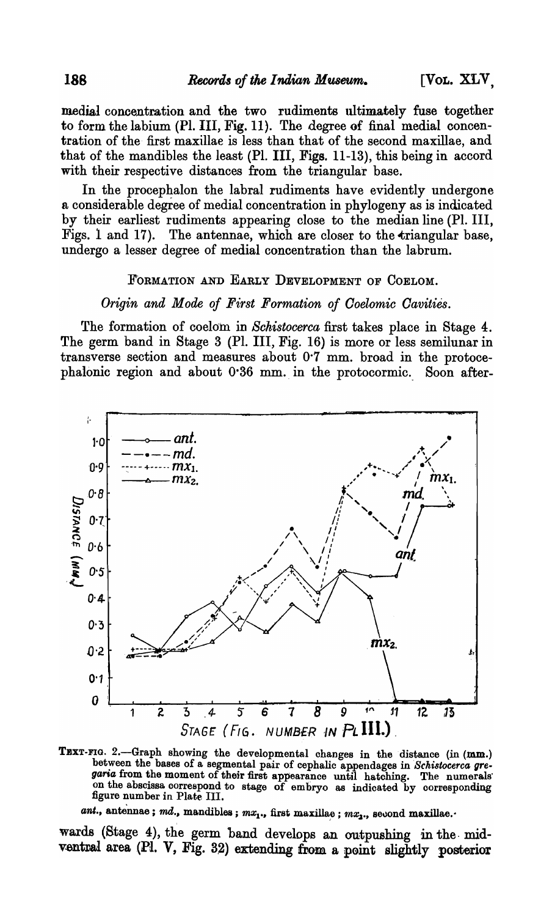medial concentration and the two rudiments ultimately fuse together to form the labium (Pl. III, Fig. 11). The degree of final medial concentration of the first maxillae is less than that of the second maxillae, and that of the mandibles the least (Pl. III, Figs. 11-13), this being in accord with their respective distances from the triangular base.

In the procephalon the labral rudiments have evidently undergone a considerable degree of medial concentration in phylogeny as is indicated by their earliest rudiments appearing close to the median line (Pl. III, Figs. 1 and 17). The antennae, which are closer to the triangular base, undergo a lesser degree of medial concentration than the labrum.

## Formation and Early Development of Coelom.

### *Origin and Mode of First Formation of Coelomic Cavities.*

The formation of coelom in *Schistocerca* first takes place in Stage 4. The germ band in Stage 3 (Pl. III, Fig. 16) is more or less semilunar in transverse section and measures about 0·7 mm. broad in the protocephalonic region and about 0·36 mm. in the protocormic. Soon afterwards (Stage 4), the germ band develops an outpushing in the mid-ventral area (Pl. V, Fig. 32) extending from a point slightly posterior

Text-fig. 2.—Graph showing the developmental changes in the distance (in (mm.) between the bases of a segmental pair of cephalic appendages in *Schistocerca gregaria* from the moment of their first appearance until hatching. The numerals on the abscissa correspond to stage of embryo as indicated by corresponding figure number in Plate III.

*ant.*, antennae; *md.*, mandibles; $mx_1$., first maxillae; $mx_2$., second maxillae.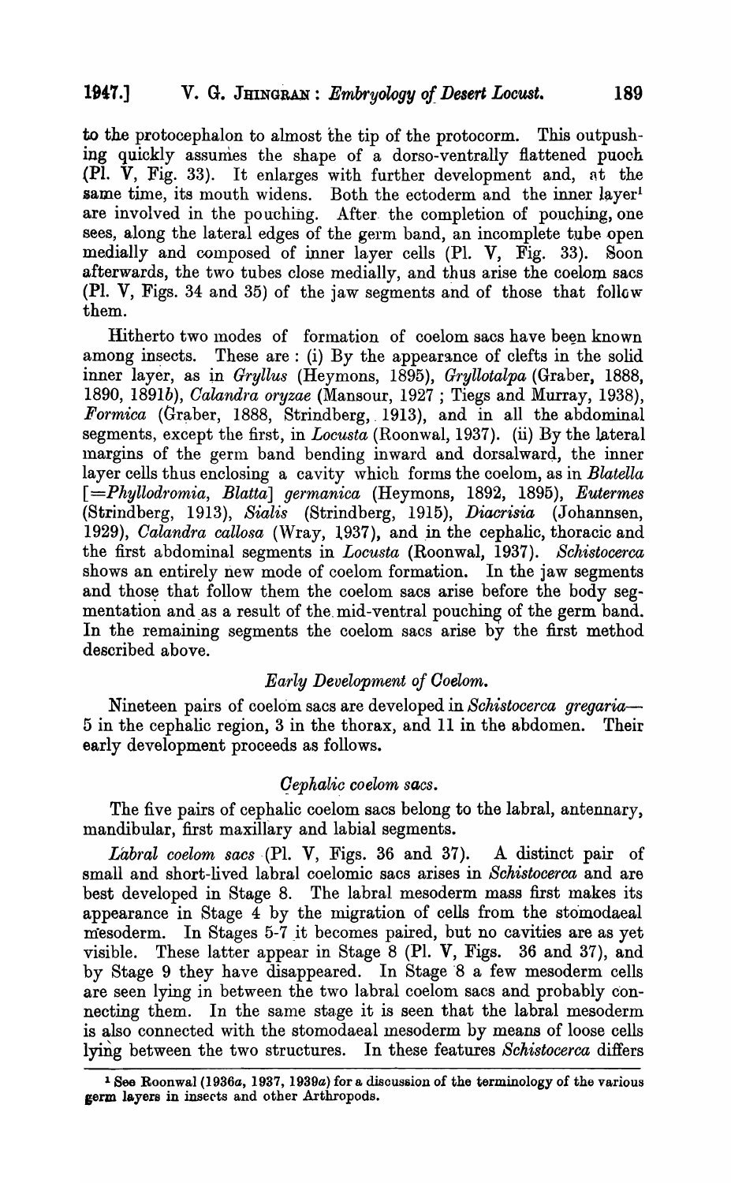to the protocephalon to almost the tip of the protocorm. This outpushing quickly assumes the shape of a dorso-ventrally flattened puoch (Pl. V, Fig. 33). It enlarges with further development and, at the same time, its mouth widens. Both the ectoderm and the inner layer[1] are involved in the pouching. After the completion of pouching, one sees, along the lateral edges of the germ band, an incomplete tube open medially and composed of inner layer cells (Pl. V, Fig. 33). Soon afterwards, the two tubes close medially, and thus arise the coelom sacs (Pl. V, Figs. 34 and 35) of the jaw segments and of those that follow them.

Hitherto two modes of formation of coelom sacs have been known among insects. These are : (i) By the appearance of clefts in the solid inner layer, as in *Gryllus* (Heymons, 1895), *Gryllotalpa* (Graber, 1888, 1890, 1891*b*), *Calandra oryzae* (Mansour, 1927 ; Tiegs and Murray, 1938), *Formica* (Graber, 1888, Strindberg, 1913), and in all the abdominal segments, except the first, in *Locusta* (Roonwal, 1937). (ii) By the lateral margins of the germ band bending inward and dorsalward, the inner layer cells thus enclosing a cavity which forms the coelom, as in *Blatella* [=*Phyllodromia*, *Blatta*] *germanica* (Heymons, 1892, 1895), *Eutermes* (Strindberg, 1913), *Sialis* (Strindberg, 1915), *Diacrisia* (Johannsen, 1929), *Calandra callosa* (Wray, 1937), and in the cephalic, thoracic and the first abdominal segments in *Locusta* (Roonwal, 1937). *Schistocerca* shows an entirely new mode of coelom formation. In the jaw segments and those that follow them the coelom sacs arise before the body segmentation and as a result of the mid-ventral pouching of the germ band. In the remaining segments the coelom sacs arise by the first method described above.

### *Early Development of Coelom.*

Nineteen pairs of coelom sacs are developed in *Schistocerca gregaria*— 5 in the cephalic region, 3 in the thorax, and 11 in the abdomen. Their early development proceeds as follows.

#### *Cephalic coelom sacs.*

The five pairs of cephalic coelom sacs belong to the labral, antennary, mandibular, first maxillary and labial segments.

*Labral coelom sacs* (Pl. V, Figs. 36 and 37). A distinct pair of small and short-lived labral coelomic sacs arises in *Schistocerca* and are best developed in Stage 8. The labral mesoderm mass first makes its appearance in Stage 4 by the migration of cells from the stomodaeal mesoderm. In Stages 5-7 it becomes paired, but no cavities are as yet visible. These latter appear in Stage 8 (Pl. V, Figs. 36 and 37), and by Stage 9 they have disappeared. In Stage 8 a few mesoderm cells are seen lying in between the two labral coelom sacs and probably connecting them. In the same stage it is seen that the labral mesoderm is also connected with the stomodaeal mesoderm by means of loose cells lying between the two structures. In these features *Schistocerca* differs

[1] See Roonwal (1936*a*, 1937, 1939*a*) for a discussion of the terminology of the various germ layers in insects and other Arthropods.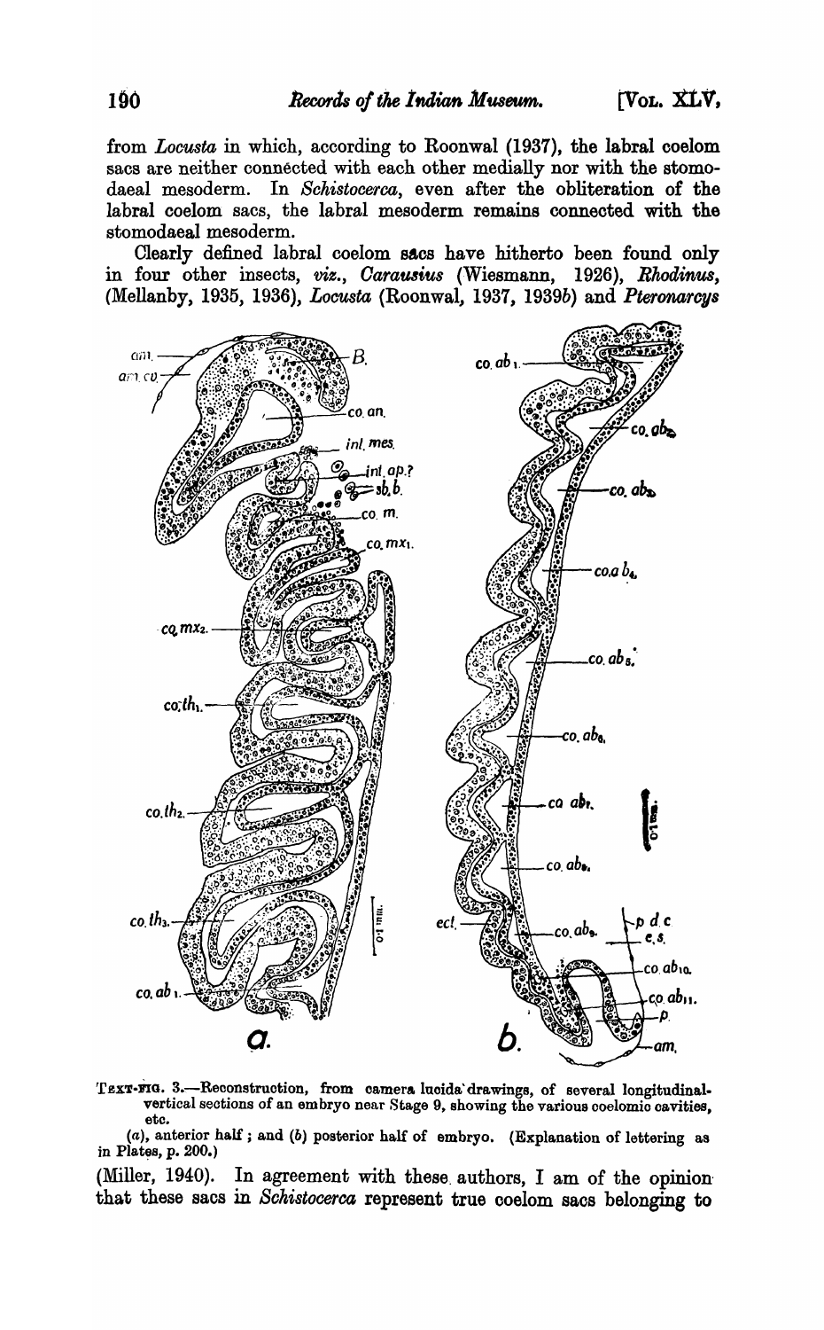from *Locusta* in which, according to Roonwal (1937), the labral coelom sacs are neither connected with each other medially nor with the stomodaeal mesoderm. In *Schistocerca*, even after the obliteration of the labral coelom sacs, the labral mesoderm remains connected with the stomodaeal mesoderm.

Clearly defined labral coelom sacs have hitherto been found only in four other insects, *viz.*, *Carausius* (Wiesmann, 1926), *Rhodinus*, (Mellanby, 1935, 1936), *Locusta* (Roonwal, 1937, 1939*b*) and *Pteronarcys*

TEXT-FIG. 3.—Reconstruction, from camera lucida drawings, of several longitudinal-vertical sections of an embryo near Stage 9, showing the various coelomic cavities, etc.

(*a*), anterior half; and (*b*) posterior half of embryo. (Explanation of lettering as in Plates, p. 200.)

(Miller, 1940). In agreement with these authors, I am of the opinion that these sacs in *Schistocerca* represent true coelom sacs belonging to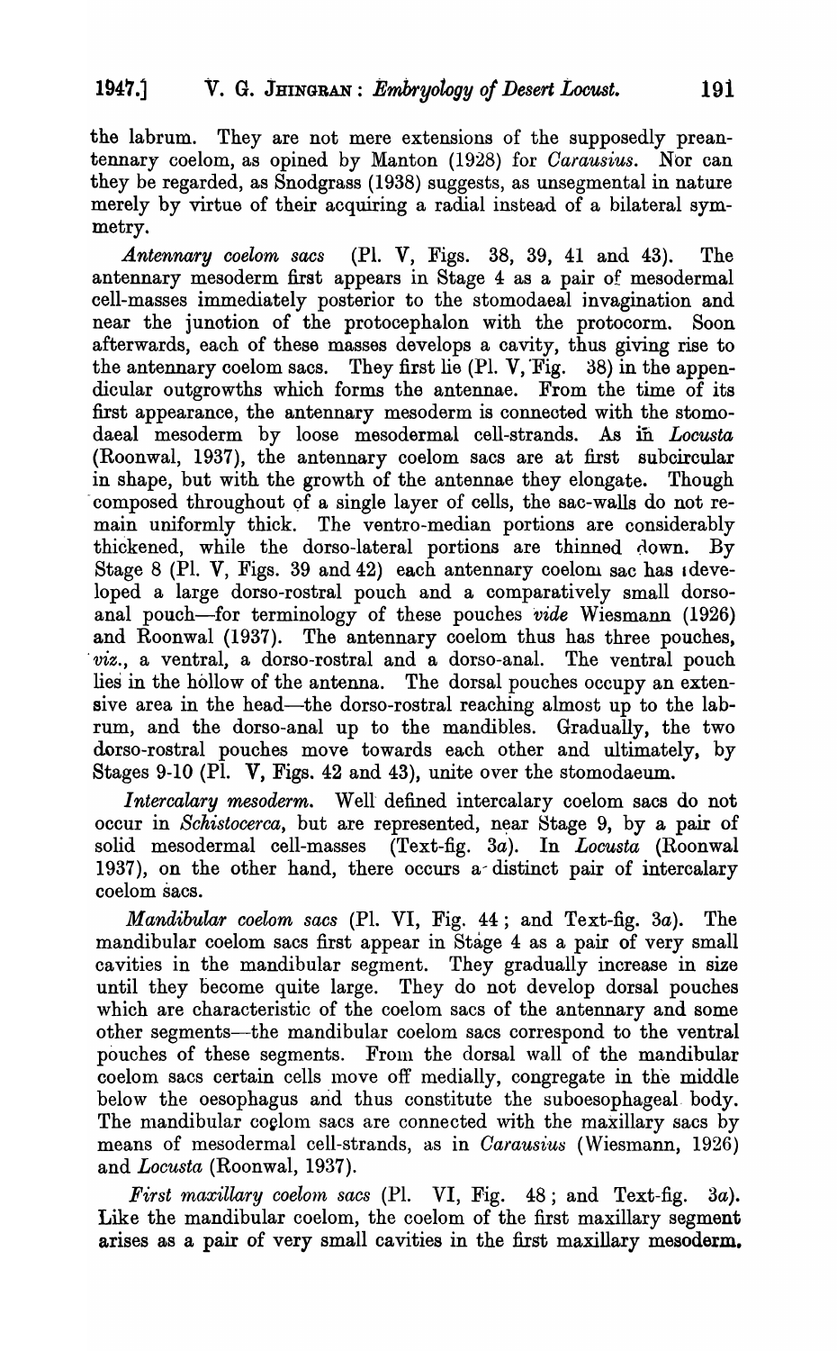the labrum. They are not mere extensions of the supposedly preantennary coelom, as opined by Manton (1928) for *Carausius*. Nor can they be regarded, as Snodgrass (1938) suggests, as unsegmental in nature merely by virtue of their acquiring a radial instead of a bilateral symmetry.

*Antennary coelom sacs* (Pl. V, Figs. 38, 39, 41 and 43). The antennary mesoderm first appears in Stage 4 as a pair of mesodermal cell-masses immediately posterior to the stomodaeal invagination and near the junction of the protocephalon with the protocorm. Soon afterwards, each of these masses develops a cavity, thus giving rise to the antennary coelom sacs. They first lie (Pl. V, Fig. 38) in the appendicular outgrowths which forms the antennae. From the time of its first appearance, the antennary mesoderm is connected with the stomodaeal mesoderm by loose mesodermal cell-strands. As in *Locusta* (Roonwal, 1937), the antennary coelom sacs are at first subcircular in shape, but with the growth of the antennae they elongate. Though composed throughout of a single layer of cells, the sac-walls do not remain uniformly thick. The ventro-median portions are considerably thickened, while the dorso-lateral portions are thinned down. By Stage 8 (Pl. V, Figs. 39 and 42) each antennary coelom sac has developed a large dorso-rostral pouch and a comparatively small dorso-anal pouch—for terminology of these pouches *vide* Wiesmann (1926) and Roonwal (1937). The antennary coelom thus has three pouches, *viz.*, a ventral, a dorso-rostral and a dorso-anal. The ventral pouch lies in the hollow of the antenna. The dorsal pouches occupy an extensive area in the head—the dorso-rostral reaching almost up to the labrum, and the dorso-anal up to the mandibles. Gradually, the two dorso-rostral pouches move towards each other and ultimately, by Stages 9-10 (Pl. V, Figs. 42 and 43), unite over the stomodaeum.

*Intercalary mesoderm.* Well defined intercalary coelom sacs do not occur in *Schistocerca*, but are represented, near Stage 9, by a pair of solid mesodermal cell-masses (Text-fig. 3a). In *Locusta* (Roonwal 1937), on the other hand, there occurs a distinct pair of intercalary coelom sacs.

*Mandibular coelom sacs* (Pl. VI, Fig. 44; and Text-fig. 3a). The mandibular coelom sacs first appear in Stage 4 as a pair of very small cavities in the mandibular segment. They gradually increase in size until they become quite large. They do not develop dorsal pouches which are characteristic of the coelom sacs of the antennary and some other segments—the mandibular coelom sacs correspond to the ventral pouches of these segments. From the dorsal wall of the mandibular coelom sacs certain cells move off medially, congregate in the middle below the oesophagus and thus constitute the suboesophageal body. The mandibular coelom sacs are connected with the maxillary sacs by means of mesodermal cell-strands, as in *Carausius* (Wiesmann, 1926) and *Locusta* (Roonwal, 1937).

*First maxillary coelom sacs* (Pl. VI, Fig. 48; and Text-fig. 3a). Like the mandibular coelom, the coelom of the first maxillary segment arises as a pair of very small cavities in the first maxillary mesoderm.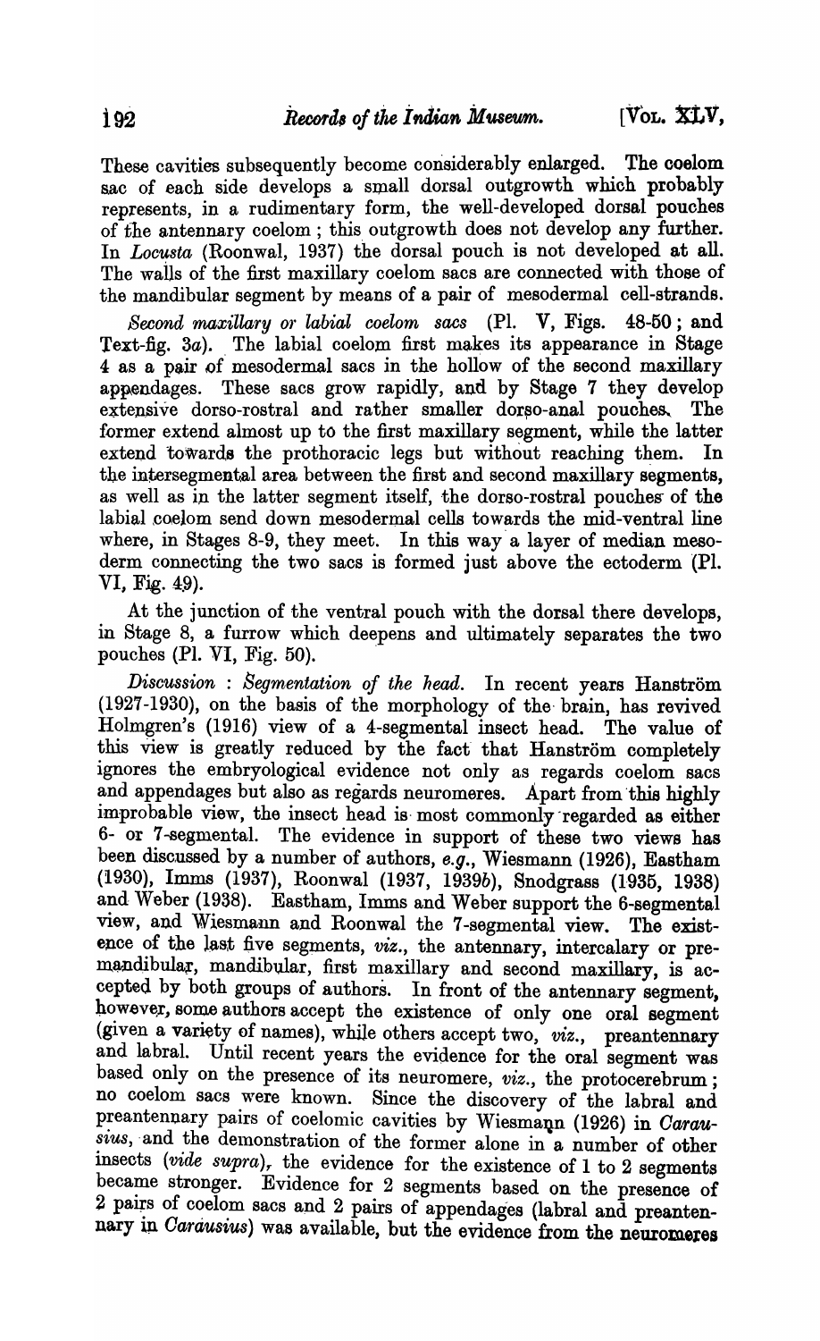These cavities subsequently become considerably enlarged. The coelom sac of each side develops a small dorsal outgrowth which probably represents, in a rudimentary form, the well-developed dorsal pouches of the antennary coelom; this outgrowth does not develop any further. In *Locusta* (Roonwal, 1937) the dorsal pouch is not developed at all. The walls of the first maxillary coelom sacs are connected with those of the mandibular segment by means of a pair of mesodermal cell-strands.

*Second maxillary or labial coelom sacs* (Pl. V, Figs. 48-50; and Text-fig. 3a). The labial coelom first makes its appearance in Stage 4 as a pair of mesodermal sacs in the hollow of the second maxillary appendages. These sacs grow rapidly, and by Stage 7 they develop extensive dorso-rostral and rather smaller dorso-anal pouches. The former extend almost up to the first maxillary segment, while the latter extend towards the prothoracic legs but without reaching them. In the intersegmental area between the first and second maxillary segments, as well as in the latter segment itself, the dorso-rostral pouches of the labial coelom send down mesodermal cells towards the mid-ventral line where, in Stages 8-9, they meet. In this way a layer of median mesoderm connecting the two sacs is formed just above the ectoderm (Pl. VI, Fig. 49).

At the junction of the ventral pouch with the dorsal there develops, in Stage 8, a furrow which deepens and ultimately separates the two pouches (Pl. VI, Fig. 50).

*Discussion : Segmentation of the head.* In recent years Hanström (1927-1930), on the basis of the morphology of the brain, has revived Holmgren's (1916) view of a 4-segmental insect head. The value of this view is greatly reduced by the fact that Hanström completely ignores the embryological evidence not only as regards coelom sacs and appendages but also as regards neuromeres. Apart from this highly improbable view, the insect head is most commonly regarded as either 6- or 7-segmental. The evidence in support of these two views has been discussed by a number of authors, *e.g.*, Wiesmann (1926), Eastham (1930), Imms (1937), Roonwal (1937, 1939*b*), Snodgrass (1935, 1938) and Weber (1938). Eastham, Imms and Weber support the 6-segmental view, and Wiesmann and Roonwal the 7-segmental view. The existence of the last five segments, *viz.*, the antennary, intercalary or premandibular, mandibular, first maxillary and second maxillary, is accepted by both groups of authors. In front of the antennary segment, however, some authors accept the existence of only one oral segment (given a variety of names), while others accept two, *viz.*, preantennary and labral. Until recent years the evidence for the oral segment was based only on the presence of its neuromere, *viz.*, the protocerebrum; no coelom sacs were known. Since the discovery of the labral and preantennary pairs of coelomic cavities by Wiesmann (1926) in *Carausius*, and the demonstration of the former alone in a number of other insects (*vide supra*), the evidence for the existence of 1 to 2 segments became stronger. Evidence for 2 segments based on the presence of 2 pairs of coelom sacs and 2 pairs of appendages (labral and preantennary in *Carausius*) was available, but the evidence from the neuromeres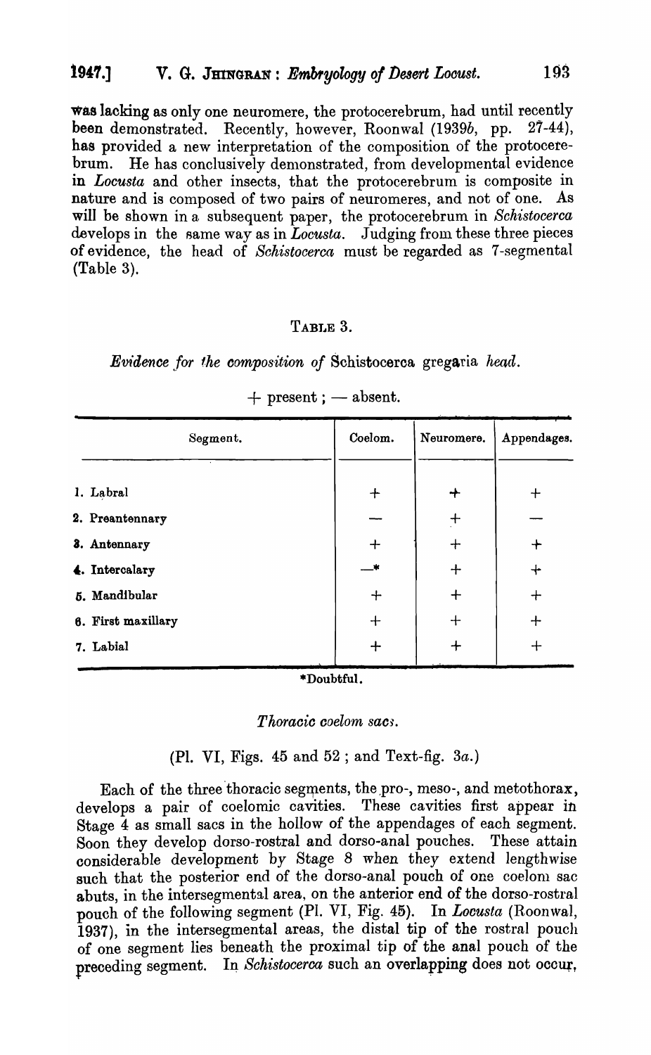was lacking as only one neuromere, the protocerebrum, had until recently been demonstrated. Recently, however, Roonwal (1939*b*, pp. 27-44), has provided a new interpretation of the composition of the protocerebrum. He has conclusively demonstrated, from developmental evidence in *Locusta* and other insects, that the protocerebrum is composite in nature and is composed of two pairs of neuromeres, and not of one. As will be shown in a subsequent paper, the protocerebrum in *Schistocerca* develops in the same way as in *Locusta*. Judging from these three pieces of evidence, the head of *Schistocerca* must be regarded as 7-segmental (Table 3).

TABLE 3.

*Evidence for the composition of* Schistocerca gregaria *head.*

\+ present ; — absent.

| Segment. | Coelom. | Neuromere. | Appendages. |
|---|---|---|---|
| 1. Labral | + | + | + |
| 2. Preantennary | — | + | — |
| 3. Antennary | + | + | + |
| 4. Intercalary | —* | + | + |
| 5. Mandibular | + | + | + |
| 6. First maxillary | + | + | + |
| 7. Labial | + | + | + |

*Doubtful.

*Thoracic coelom sacs.*

(Pl. VI, Figs. 45 and 52 ; and Text-fig. 3*a*.)

Each of the three thoracic segments, the pro-, meso-, and metothorax, develops a pair of coelomic cavities. These cavities first appear in Stage 4 as small sacs in the hollow of the appendages of each segment. Soon they develop dorso-rostral and dorso-anal pouches. These attain considerable development by Stage 8 when they extend lengthwise such that the posterior end of the dorso-anal pouch of one coelom sac abuts, in the intersegmental area, on the anterior end of the dorso-rostral pouch of the following segment (Pl. VI, Fig. 45). In *Locusta* (Roonwal, 1937), in the intersegmental areas, the distal tip of the rostral pouch of one segment lies beneath the proximal tip of the anal pouch of the preceding segment. In *Schistocerca* such an overlapping does not occur,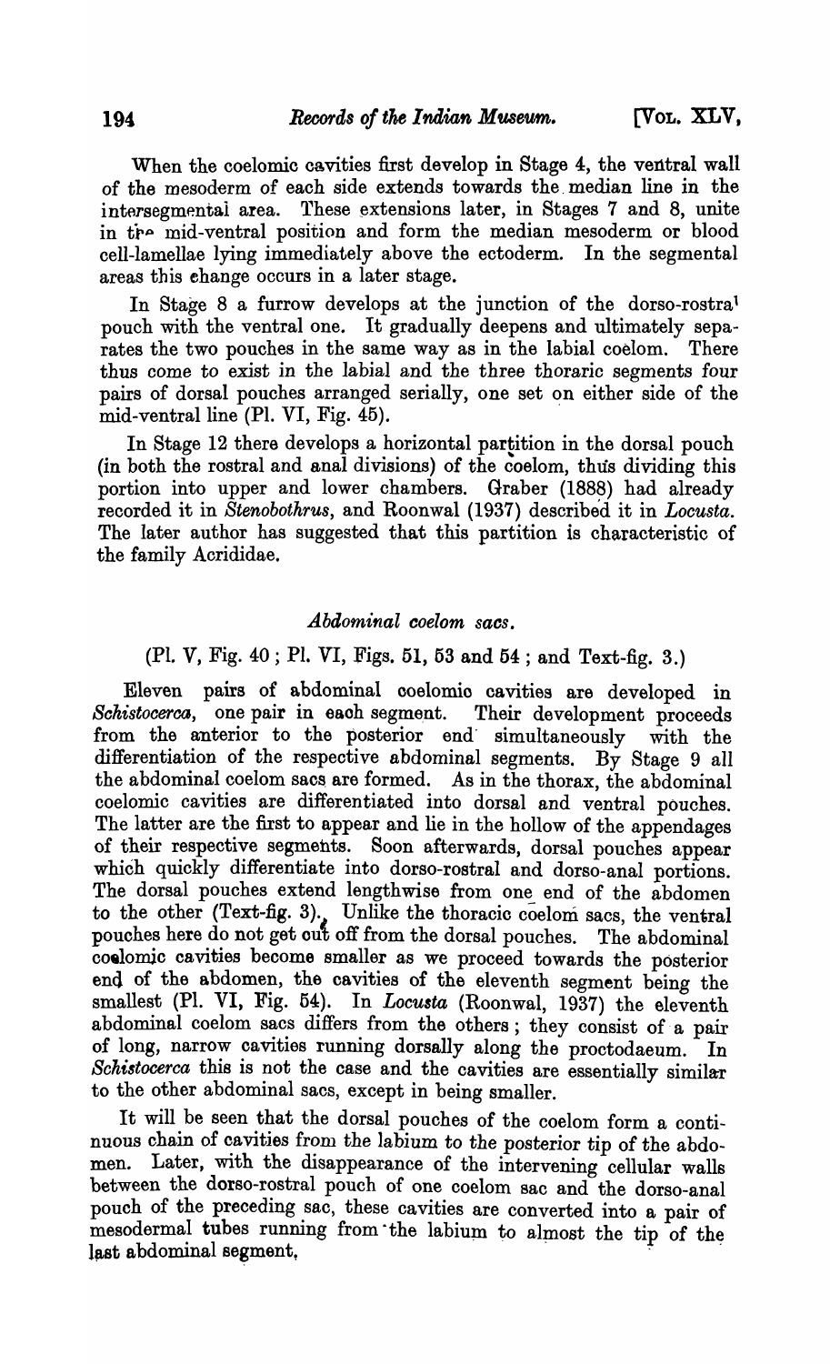When the coelomic cavities first develop in Stage 4, the ventral wall of the mesoderm of each side extends towards the median line in the intersegmental area. These extensions later, in Stages 7 and 8, unite in the mid-ventral position and form the median mesoderm or blood cell-lamellae lying immediately above the ectoderm. In the segmental areas this change occurs in a later stage.

In Stage 8 a furrow develops at the junction of the dorso-rostral pouch with the ventral one. It gradually deepens and ultimately separates the two pouches in the same way as in the labial coelom. There thus come to exist in the labial and the three thoraric segments four pairs of dorsal pouches arranged serially, one set on either side of the mid-ventral line (Pl. VI, Fig. 45).

In Stage 12 there develops a horizontal partition in the dorsal pouch (in both the rostral and anal divisions) of the coelom, thus dividing this portion into upper and lower chambers. Graber (1888) had already recorded it in *Stenobothrus*, and Roonwal (1937) described it in *Locusta*. The later author has suggested that this partition is characteristic of the family Acrididae.

### *Abdominal coelom sacs.*

(Pl. V, Fig. 40; Pl. VI, Figs. 51, 53 and 54; and Text-fig. 3.)

Eleven pairs of abdominal coelomic cavities are developed in *Schistocerca*, one pair in each segment. Their development proceeds from the anterior to the posterior end simultaneously with the differentiation of the respective abdominal segments. By Stage 9 all the abdominal coelom sacs are formed. As in the thorax, the abdominal coelomic cavities are differentiated into dorsal and ventral pouches. The latter are the first to appear and lie in the hollow of the appendages of their respective segments. Soon afterwards, dorsal pouches appear which quickly differentiate into dorso-rostral and dorso-anal portions. The dorsal pouches extend lengthwise from one end of the abdomen to the other (Text-fig. 3). Unlike the thoracic coelom sacs, the ventral pouches here do not get cut off from the dorsal pouches. The abdominal coelomic cavities become smaller as we proceed towards the posterior end of the abdomen, the cavities of the eleventh segment being the smallest (Pl. VI, Fig. 54). In *Locusta* (Roonwal, 1937) the eleventh abdominal coelom sacs differs from the others; they consist of a pair of long, narrow cavities running dorsally along the proctodaeum. In *Schistocerca* this is not the case and the cavities are essentially similar to the other abdominal sacs, except in being smaller.

It will be seen that the dorsal pouches of the coelom form a continuous chain of cavities from the labium to the posterior tip of the abdomen. Later, with the disappearance of the intervening cellular walls between the dorso-rostral pouch of one coelom sac and the dorso-anal pouch of the preceding sac, these cavities are converted into a pair of mesodermal tubes running from the labium to almost the tip of the last abdominal segment,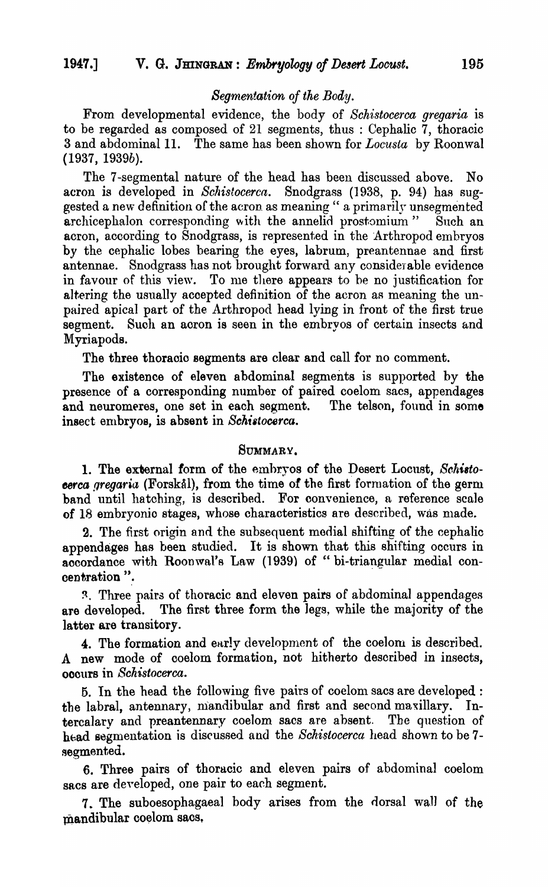*Segmentation of the Body.*

From developmental evidence, the body of *Schistocerca gregaria* is to be regarded as composed of 21 segments, thus : Cephalic 7, thoracic 3 and abdominal 11. The same has been shown for *Locusta* by Roonwal (1937, 1939b).

The 7-segmental nature of the head has been discussed above. No acron is developed in *Schistocerca*. Snodgrass (1938, p. 94) has suggested a new definition of the acron as meaning " a primarily unsegmented archicephalon corresponding with the annelid prostomium " Such an acron, according to Snodgrass, is represented in the Arthropod embryos by the cephalic lobes bearing the eyes, labrum, preantennae and first antennae. Snodgrass has not brought forward any considerable evidence in favour of this view. To me there appears to be no justification for altering the usually accepted definition of the acron as meaning the unpaired apical part of the Arthropod head lying in front of the first true segment. Such an acron is seen in the embryos of certain insects and Myriapods.

The three thoracic segments are clear and call for no comment.

The existence of eleven abdominal segments is supported by the presence of a corresponding number of paired coelom sacs, appendages and neuromeres, one set in each segment. The telson, found in some insect embryos, is absent in *Schistocerca*.

## SUMMARY.

1. The external form of the embryos of the Desert Locust, *Schistocerca gregaria* (Forskål), from the time of the first formation of the germ band until hatching, is described. For convenience, a reference scale of 18 embryonic stages, whose characteristics are described, was made.

2. The first origin and the subsequent medial shifting of the cephalic appendages has been studied. It is shown that this shifting occurs in accordance with Roonwal's Law (1939) of " bi-triangular medial concentration ".

3. Three pairs of thoracic and eleven pairs of abdominal appendages are developed. The first three form the legs, while the majority of the latter are transitory.

4. The formation and early development of the coelom is described. A new mode of coelom formation, not hitherto described in insects, occurs in *Schistocerca*.

5. In the head the following five pairs of coelom sacs are developed : the labral, antennary, mandibular and first and second maxillary. Intercalary and preantennary coelom sacs are absent. The question of head segmentation is discussed and the *Schistocerca* head shown to be 7-segmented.

6. Three pairs of thoracic and eleven pairs of abdominal coelom sacs are developed, one pair to each segment.

7. The suboesophagaeal body arises from the dorsal wall of the mandibular coelom sacs,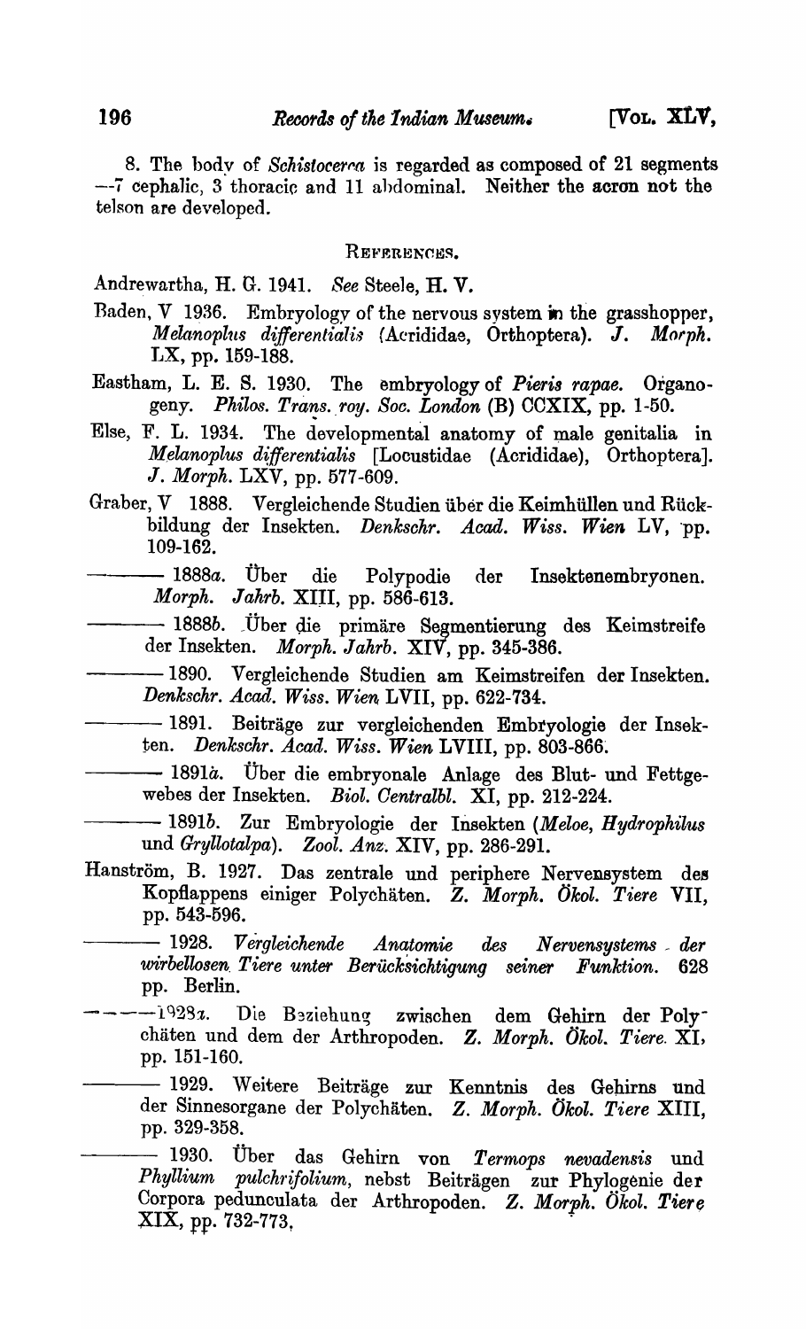8. The body of *Schistocerca* is regarded as composed of 21 segments —7 cephalic, 3 thoracic and 11 abdominal. Neither the acron not the telson are developed.

## REFERENCES.

Andrewartha, H. G. 1941. *See* Steele, H. V.

Baden, V 1936. Embryology of the nervous system in the grasshopper, *Melanoplus differentialis* (Acrididae, Orthoptera). *J. Morph.* LX, pp. 159-188.

Eastham, L. E. S. 1930. The embryology of *Pieris rapae*. Organogeny. *Philos. Trans. roy. Soc. London* (B) CCXIX, pp. 1-50.

Else, F. L. 1934. The developmental anatomy of male genitalia in *Melanoplus differentialis* [Locustidae (Acrididae), Orthoptera]. *J. Morph.* LXV, pp. 577-609.

Graber, V 1888. Vergleichende Studien über die Keimhüllen und Rückbildung der Insekten. *Denkschr. Acad. Wiss. Wien* LV, pp. 109-162.

——— 1888*a*. Über die Polypodie der Insektenembryonen. *Morph. Jahrb.* XIII, pp. 586-613.

——— 1888*b*. Über die primäre Segmentierung des Keimstreife der Insekten. *Morph. Jahrb.* XIV, pp. 345-386.

——— 1890. Vergleichende Studien am Keimstreifen der Insekten. *Denkschr. Acad. Wiss. Wien* LVII, pp. 622-734.

——— 1891. Beiträge zur vergleichenden Embryologie der Insekten. *Denkschr. Acad. Wiss. Wien* LVIII, pp. 803-866.

——— 1891*a*. Über die embryonale Anlage des Blut- und Fettgewebes der Insekten. *Biol. Centralbl.* XI, pp. 212-224.

——— 1891*b*. Zur Embryologie der Insekten (*Meloe, Hydrophilus* und *Gryllotalpa*). *Zool. Anz.* XIV, pp. 286-291.

Hanström, B. 1927. Das zentrale und periphere Nervensystem des Kopflappens einiger Polychäten. *Z. Morph. Ökol. Tiere* VII, pp. 543-596.

——— 1928. *Vergleichende Anatomie des Nervensystems der wirbellosen Tiere unter Berücksichtigung seiner Funktion.* 628 pp. Berlin.

——— 1928*a*. Die Beziehung zwischen dem Gehirn der Polychäten und dem der Arthropoden. *Z. Morph. Ökol. Tiere.* XI, pp. 151-160.

——— 1929. Weitere Beiträge zur Kenntnis des Gehirns und der Sinnesorgane der Polychäten. *Z. Morph. Ökol. Tiere* XIII, pp. 329-358.

——— 1930. Über das Gehirn von *Termops nevadensis* und *Phyllium pulchrifolium*, nebst Beiträgen zur Phylogenie der Corpora pedunculata der Arthropoden. *Z. Morph. Ökol. Tiere* XIX, pp. 732-773,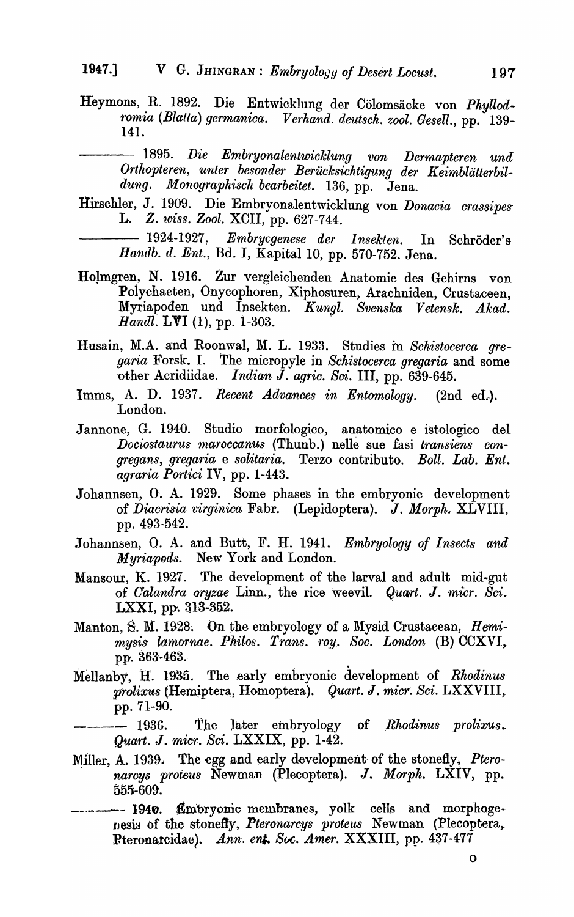Heymons, R. 1892. Die Entwicklung der Cölomsäcke von *Phyllodromia (Blatta) germanica*. *Verhand. deutsch. zool. Gesell.*, pp. 139-141.

——— 1895. *Die Embryonalentwicklung von Dermapteren und Orthopteren, unter besonder Berücksichtigung der Keimblätterbildung. Monographisch bearbeitet.* 136, pp. Jena.

Hirschler, J. 1909. Die Embryonalentwicklung von *Donacia crassipes* L. *Z. wiss. Zool.* XCII, pp. 627-744.

——— 1924-1927. *Embryogenese der Insekten.* In Schröder's *Handb. d. Ent.*, Bd. I, Kapital 10, pp. 570-752. Jena.

Holmgren, N. 1916. Zur vergleichenden Anatomie des Gehirns von Polychaeten, Onycophoren, Xiphosuren, Arachniden, Crustaceen, Myriapoden und Insekten. *Kungl. Svenska Vetensk. Akad. Handl.* LVI (1), pp. 1-303.

Husain, M.A. and Roonwal, M. L. 1933. Studies in *Schistocerca gregaria* Forsk. I. The micropyle in *Schistocerca gregaria* and some other Acridiidae. *Indian J. agric. Sci.* III, pp. 639-645.

Imms, A. D. 1937. *Recent Advances in Entomology.* (2nd ed.). London.

Jannone, G. 1940. Studio morfologico, anatomico e istologico del *Dociostaurus maroccanus* (Thunb.) nelle sue fasi *transiens congregans*, *gregaria* e *solitaria*. Terzo contributo. *Boll. Lab. Ent. agraria Portici* IV, pp. 1-443.

Johannsen, O. A. 1929. Some phases in the embryonic development of *Diacrisia virginica* Fabr. (Lepidoptera). *J. Morph.* XLVIII, pp. 493-542.

Johannsen, O. A. and Butt, F. H. 1941. *Embryology of Insects and Myriapods.* New York and London.

Mansour, K. 1927. The development of the larval and adult mid-gut of *Calandra oryzae* Linn., the rice weevil. *Quart. J. micr. Sci.* LXXI, pp. 313-352.

Manton, S. M. 1928. On the embryology of a Mysid Crustaeean, *Hemimysis lamornae*. *Philos. Trans. roy. Soc. London* (B) CCXVI, pp. 363-463.

Mellanby, H. 1935. The early embryonic development of *Rhodinus prolixus* (Hemiptera, Homoptera). *Quart. J. micr. Sci.* LXXVIII, pp. 71-90.

——— 1936. The later embryology of *Rhodinus prolixus*. *Quart. J. micr. Sci.* LXXIX, pp. 1-42.

Miller, A. 1939. The egg and early development of the stonefly, *Pteronarcys proteus* Newman (Plecoptera). *J. Morph.* LXIV, pp. 555-609.

——— 1940. Embryonic membranes, yolk cells and morphogenesis of the stonefly, *Pteronarcys proteus* Newman (Plecoptera, Pteronarcidae). *Ann. ent. Soc. Amer.* XXXIII, pp. 437-477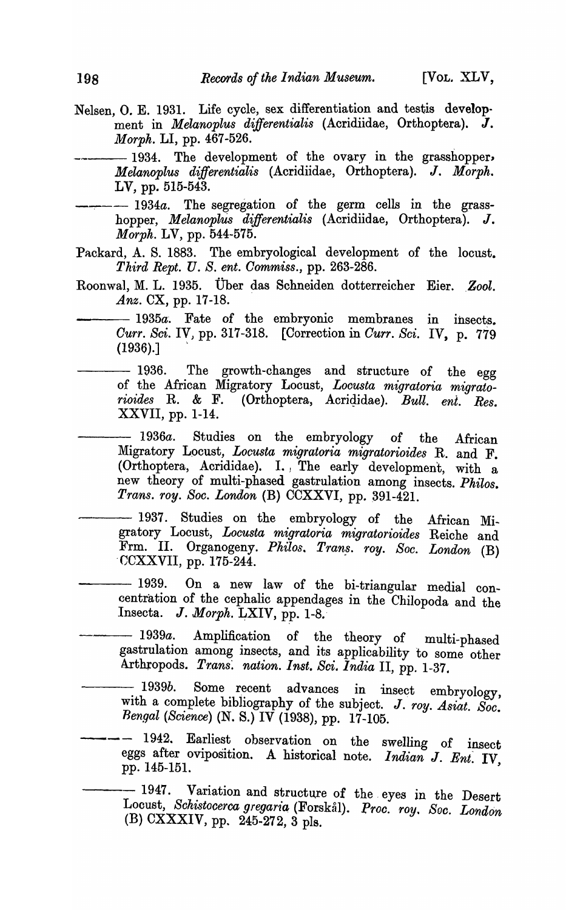Nelsen, O. E. 1931. Life cycle, sex differentiation and testis development in *Melanoplus differentialis* (Acridiidae, Orthoptera). *J. Morph.* LI, pp. 467-526.

——— 1934. The development of the ovary in the grasshopper, *Melanoplus differentialis* (Acridiidae, Orthoptera). *J. Morph.* LV, pp. 515-543.

——— 1934*a*. The segregation of the germ cells in the grasshopper, *Melanoplus differentialis* (Acridiidae, Orthoptera). *J. Morph.* LV, pp. 544-575.

Packard, A. S. 1883. The embryological development of the locust. *Third Rept. U. S. ent. Commiss.*, pp. 263-286.

Roonwal, M. L. 1935. Über das Schneiden dotterreicher Eier. *Zool. Anz.* CX, pp. 17-18.

——— 1935*a*. Fate of the embryonic membranes in insects. *Curr. Sci.* IV, pp. 317-318. [Correction in *Curr. Sci.* IV, p. 779 (1936).]

——— 1936. The growth-changes and structure of the egg of the African Migratory Locust, *Locusta migratoria migratorioides* R. & F. (Orthoptera, Acrididae). *Bull. ent. Res.* XXVII, pp. 1-14.

——— 1936*a*. Studies on the embryology of the African Migratory Locust, *Locusta migratoria migratorioides* R. and F. (Orthoptera, Acrididae). I. The early development, with a new theory of multi-phased gastrulation among insects. *Philos. Trans. roy. Soc. London* (B) CCXXVI, pp. 391-421.

——— 1937. Studies on the embryology of the African Migratory Locust, *Locusta migratoria migratorioides* Reiche and Frm. II. Organogeny. *Philos. Trans. roy. Soc. London* (B) CCXXVII, pp. 175-244.

——— 1939. On a new law of the bi-triangular medial concentration of the cephalic appendages in the Chilopoda and the Insecta. *J. Morph.* LXIV, pp. 1-8.

——— 1939*a*. Amplification of the theory of multi-phased gastrulation among insects, and its applicability to some other Arthropods. *Trans. nation. Inst. Sci. India* II, pp. 1-37.

——— 1939*b*. Some recent advances in insect embryology, with a complete bibliography of the subject. *J. roy. Asiat. Soc. Bengal (Science)* (N. S.) IV (1938), pp. 17-105.

——— 1942. Earliest observation on the swelling of insect eggs after oviposition. A historical note. *Indian J. Ent.* IV, pp. 145-151.

——— 1947. Variation and structure of the eyes in the Desert Locust, *Schistocerca gregaria* (Forskål). *Proc. roy. Soc. London* (B) CXXXIV, pp. 245-272, 3 pls.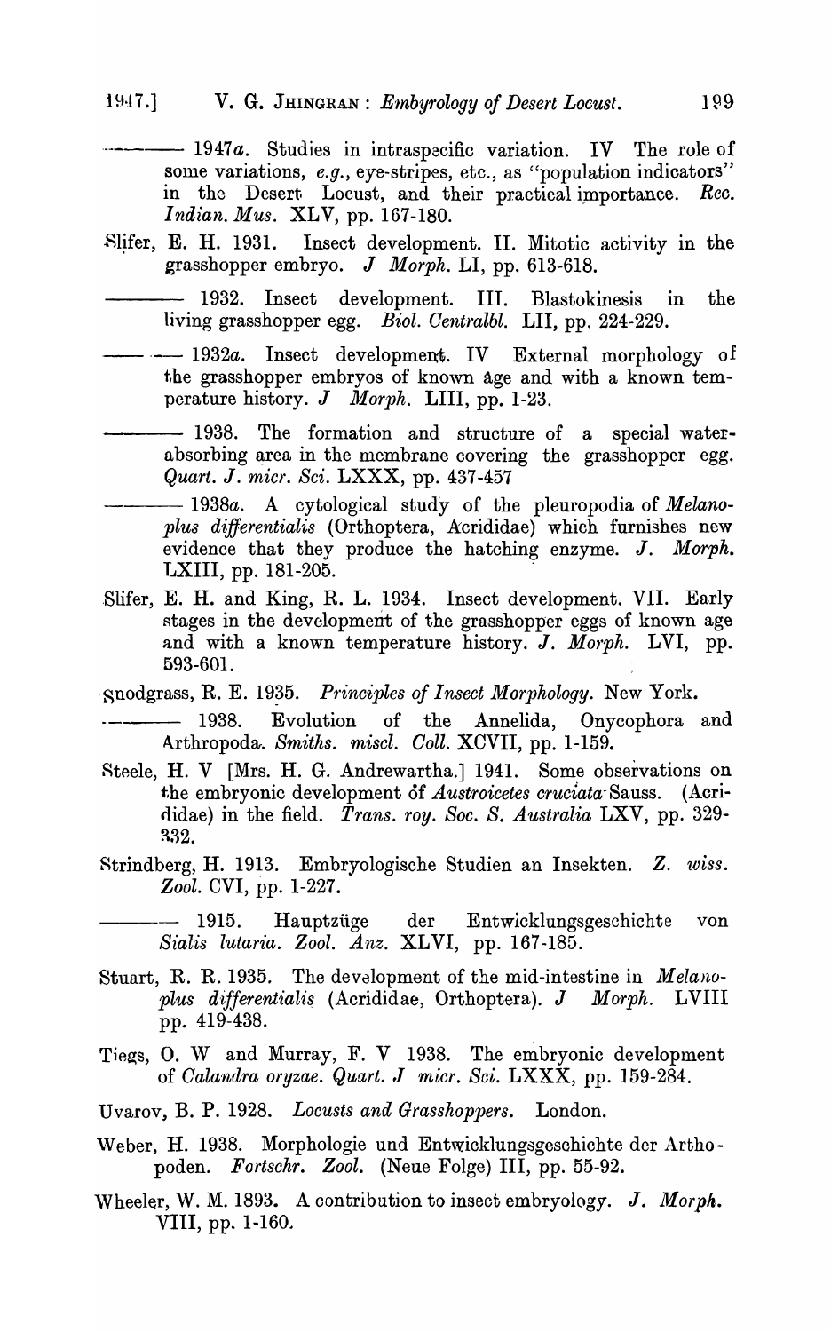——— 1947*a*. Studies in intraspecific variation. IV The role of some variations, *e.g.*, eye-stripes, etc., as "population indicators" in the Desert Locust, and their practical importance. *Rec. Indian. Mus.* XLV, pp. 167-180.

Slifer, E. H. 1931. Insect development. II. Mitotic activity in the grasshopper embryo. *J Morph.* LI, pp. 613-618.

——— 1932. Insect development. III. Blastokinesis in the living grasshopper egg. *Biol. Centralbl.* LII, pp. 224-229.

——— 1932*a*. Insect development. IV External morphology of the grasshopper embryos of known age and with a known temperature history. *J Morph.* LIII, pp. 1-23.

——— 1938. The formation and structure of a special water-absorbing area in the membrane covering the grasshopper egg. *Quart. J. micr. Sci.* LXXX, pp. 437-457

——— 1938*a*. A cytological study of the pleuropodia of *Melanoplus differentialis* (Orthoptera, Acrididae) which furnishes new evidence that they produce the hatching enzyme. *J. Morph.* LXIII, pp. 181-205.

Slifer, E. H. and King, R. L. 1934. Insect development. VII. Early stages in the development of the grasshopper eggs of known age and with a known temperature history. *J. Morph.* LVI, pp. 593-601.

Snodgrass, R. E. 1935. *Principles of Insect Morphology*. New York.

——— 1938. Evolution of the Annelida, Onycophora and Arthropoda. *Smiths. miscl. Coll.* XCVII, pp. 1-159.

Steele, H. V [Mrs. H. G. Andrewartha.] 1941. Some observations on the embryonic development of *Austroicetes cruciata* Sauss. (Acrididae) in the field. *Trans. roy. Soc. S. Australia* LXV, pp. 329-332.

Strindberg, H. 1913. Embryologische Studien an Insekten. *Z. wiss. Zool.* CVI, pp. 1-227.

——— 1915. Hauptzüge der Entwicklungsgeschichte von *Sialis lutaria*. *Zool. Anz.* XLVI, pp. 167-185.

Stuart, R. R. 1935. The development of the mid-intestine in *Melanoplus differentialis* (Acrididae, Orthoptera). *J Morph.* LVIII pp. 419-438.

Tiegs, O. W and Murray, F. V 1938. The embryonic development of *Calandra oryzae*. *Quart. J micr. Sci.* LXXX, pp. 159-284.

Uvarov, B. P. 1928. *Locusts and Grasshoppers*. London.

Weber, H. 1938. Morphologie und Entwicklungsgeschichte der Arthopoden. *Fortschr. Zool.* (Neue Folge) III, pp. 55-92.

Wheeler, W. M. 1893. A contribution to insect embryology. *J. Morph.* VIII, pp. 1-160.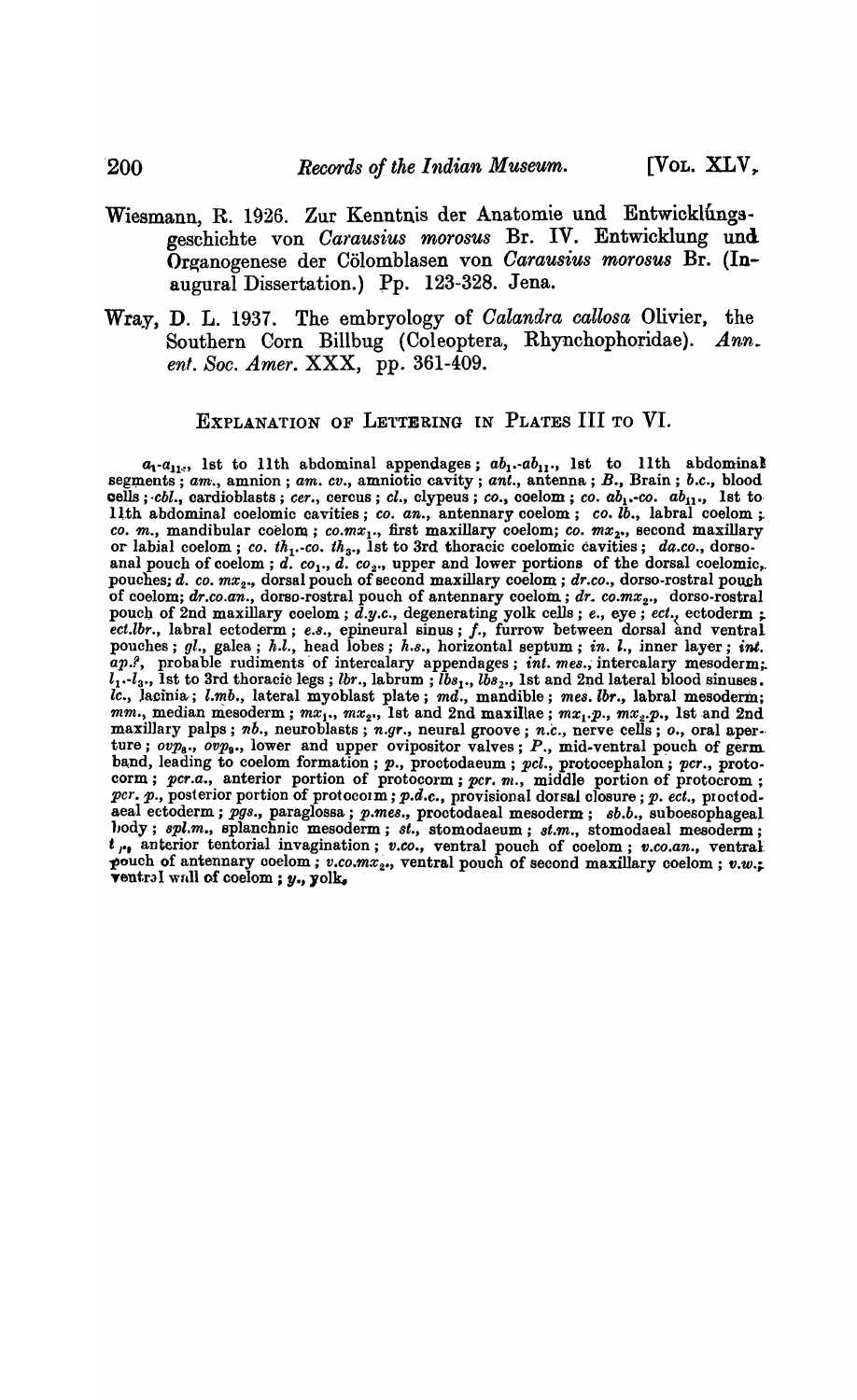Wiesmann, R. 1926. Zur Kenntnis der Anatomie und Entwicklungsgeschichte von *Carausius morosus* Br. IV. Entwicklung und Organogenese der Cölomblasen von *Carausius morosus* Br. (Inaugural Dissertation.) Pp. 123-328. Jena.

Wray, D. L. 1937. The embryology of *Calandra callosa* Olivier, the Southern Corn Billbug (Coleoptera, Rhynchophoridae). *Ann. ent. Soc. Amer.* XXX, pp. 361-409.

## EXPLANATION OF LETTERING IN PLATES III TO VI.

$a_1$-$a_{11}$., 1st to 11th abdominal appendages; $ab_1$.-$ab_{11}$., 1st to 11th abdominal segments; *am.*, amnion; *am. cv.*, amniotic cavity; *ant.*, antenna; *B.*, Brain; *b.c.*, blood cells; *cbl.*, cardioblasts; *cer.*, cercus; *cl.*, clypeus; *co.*, coelom; *co.* $ab_1$.-*co.* $ab_{11}$., 1st to 11th abdominal coelomic cavities; *co. an.*, antennary coelom; *co. lb.*, labral coelom; *co. m.*, mandibular coelom; *co.*$mx_1$., first maxillary coelom; *co.* $mx_2$., second maxillary or labial coelom; *co.* $th_1$.-*co.* $th_3$., 1st to 3rd thoracic coelomic cavities; *da.co.*, dorso-anal pouch of coelom; *d.* $co_1$., *d.* $co_2$., upper and lower portions of the dorsal coelomic pouches; *d. co.* $mx_2$., dorsal pouch of second maxillary coelom; *dr.co.*, dorso-rostral pouch of coelom; *dr.co.an.*, dorso-rostral pouch of antennary coelom; *dr. co.*$mx_2$., dorso-rostral pouch of 2nd maxillary coelom; *d.y.c.*, degenerating yolk cells; *e.*, eye; *ect.*, ectoderm; *ect.lbr.*, labral ectoderm; *e.s.*, epineural sinus; *f.*, furrow between dorsal and ventral pouches; *gl.*, galea; *h.l.*, head lobes; *h.s.*, horizontal septum; *in. l.*, inner layer; *int. ap.?*, probable rudiments of intercalary appendages; *int. mes.*, intercalary mesoderm; $l_1$.-$l_3$., 1st to 3rd thoracic legs; *lbr.*, labrum; $lbs_1$., $lbs_2$., 1st and 2nd lateral blood sinuses. *lc.*, lacinia; *l.mb.*, lateral myoblast plate; *md.*, mandible; *mes. lbr.*, labral mesoderm; *mm.*, median mesoderm; $mx_1$., $mx_2$., 1st and 2nd maxillae; $mx_1$.*p.*, $mx_2$.*p.*, 1st and 2nd maxillary palps; *nb.*, neuroblasts; *n.gr.*, neural groove; *n.c.*, nerve cells; *o.*, oral aperture; $ovp_8$., $ovp_9$., lower and upper ovipositor valves; *P.*, mid-ventral pouch of germ band, leading to coelom formation; *p.*, proctodaeum; *pcl.*, protocephalon; *pcr.*, protocorm; *pcr.a.*, anterior portion of protocorm; *pcr. m.*, middle portion of protocrom; *pcr. p.*, posterior portion of protocorm; *p.d.c.*, provisional dorsal closure; *p. ect.*, proctodaeal ectoderm; *pgs.*, paraglossa; *p.mes.*, proctodaeal mesoderm; *sb.b.*, suboesophageal body; *spl.m.*, splanchnic mesoderm; *st.*, stomodaeum; *st.m.*, stomodaeal mesoderm; *t.*, anterior tentorial invagination; *v.co.*, ventral pouch of coelom; *v.co.an.*, ventral pouch of antennary coelom; *v.co.*$mx_2$., ventral pouch of second maxillary coelom; *v.w.*, ventral wall of coelom; *y.*, yolk.